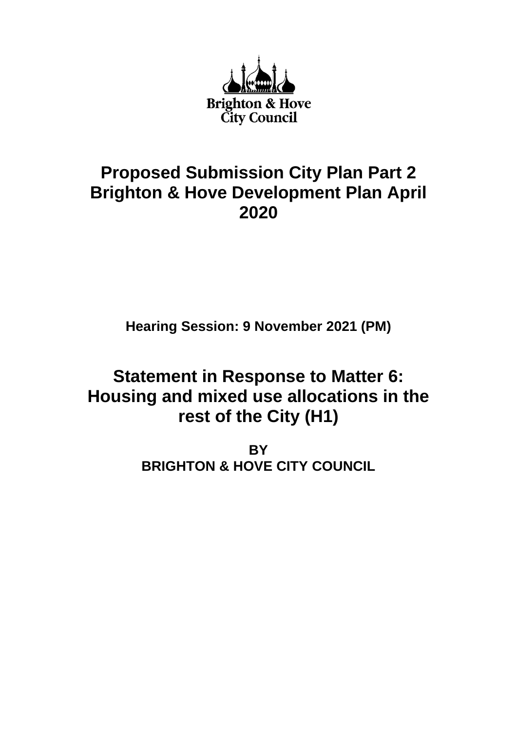Brighton & Hove City Council

# Proposed Submission City Plan Part 2 Brighton & Hove Development Plan April 2020

**Hearing Session: 9 November 2021 (PM)**

## Statement in Response to Matter 6: Housing and mixed use allocations in the rest of the City (H1)

**BY**
**BRIGHTON & HOVE CITY COUNCIL**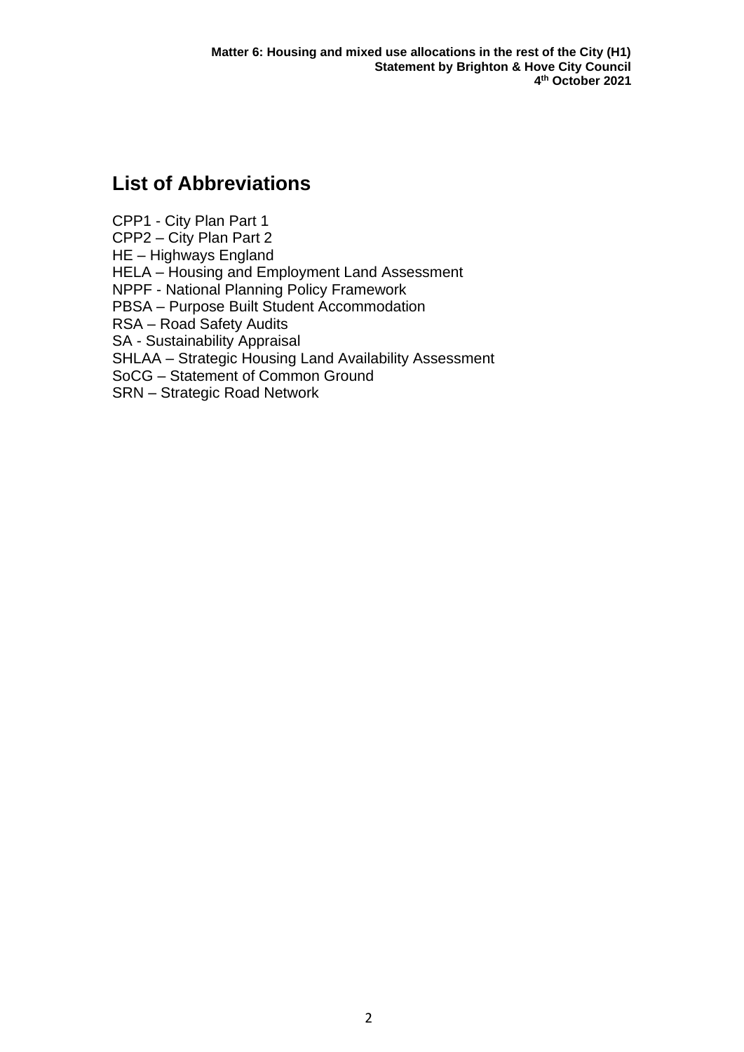## List of Abbreviations

CPP1 - City Plan Part 1
CPP2 – City Plan Part 2
HE – Highways England
HELA – Housing and Employment Land Assessment
NPPF - National Planning Policy Framework
PBSA – Purpose Built Student Accommodation
RSA – Road Safety Audits
SA - Sustainability Appraisal
SHLAA – Strategic Housing Land Availability Assessment
SoCG – Statement of Common Ground
SRN – Strategic Road Network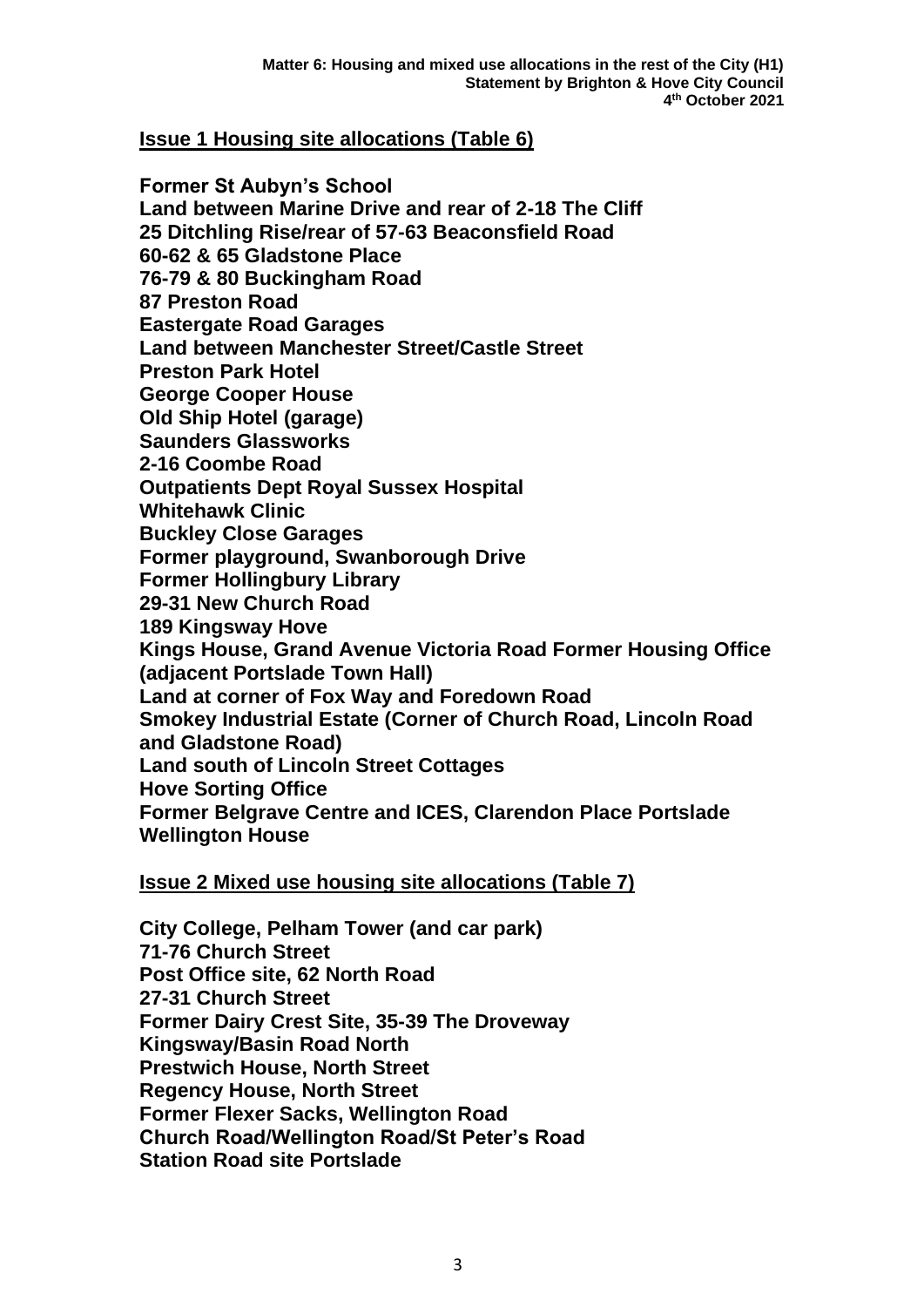## Issue 1 Housing site allocations (Table 6)

**Former St Aubyn's School**
**Land between Marine Drive and rear of 2-18 The Cliff**
**25 Ditchling Rise/rear of 57-63 Beaconsfield Road**
**60-62 & 65 Gladstone Place**
**76-79 & 80 Buckingham Road**
**87 Preston Road**
**Eastergate Road Garages**
**Land between Manchester Street/Castle Street**
**Preston Park Hotel**
**George Cooper House**
**Old Ship Hotel (garage)**
**Saunders Glassworks**
**2-16 Coombe Road**
**Outpatients Dept Royal Sussex Hospital**
**Whitehawk Clinic**
**Buckley Close Garages**
**Former playground, Swanborough Drive**
**Former Hollingbury Library**
**29-31 New Church Road**
**189 Kingsway Hove**
**Kings House, Grand Avenue Victoria Road Former Housing Office (adjacent Portslade Town Hall)**
**Land at corner of Fox Way and Foredown Road**
**Smokey Industrial Estate (Corner of Church Road, Lincoln Road and Gladstone Road)**
**Land south of Lincoln Street Cottages**
**Hove Sorting Office**
**Former Belgrave Centre and ICES, Clarendon Place Portslade**
**Wellington House**

## Issue 2 Mixed use housing site allocations (Table 7)

**City College, Pelham Tower (and car park)**
**71-76 Church Street**
**Post Office site, 62 North Road**
**27-31 Church Street**
**Former Dairy Crest Site, 35-39 The Droveway**
**Kingsway/Basin Road North**
**Prestwich House, North Street**
**Regency House, North Street**
**Former Flexer Sacks, Wellington Road**
**Church Road/Wellington Road/St Peter's Road**
**Station Road site Portslade**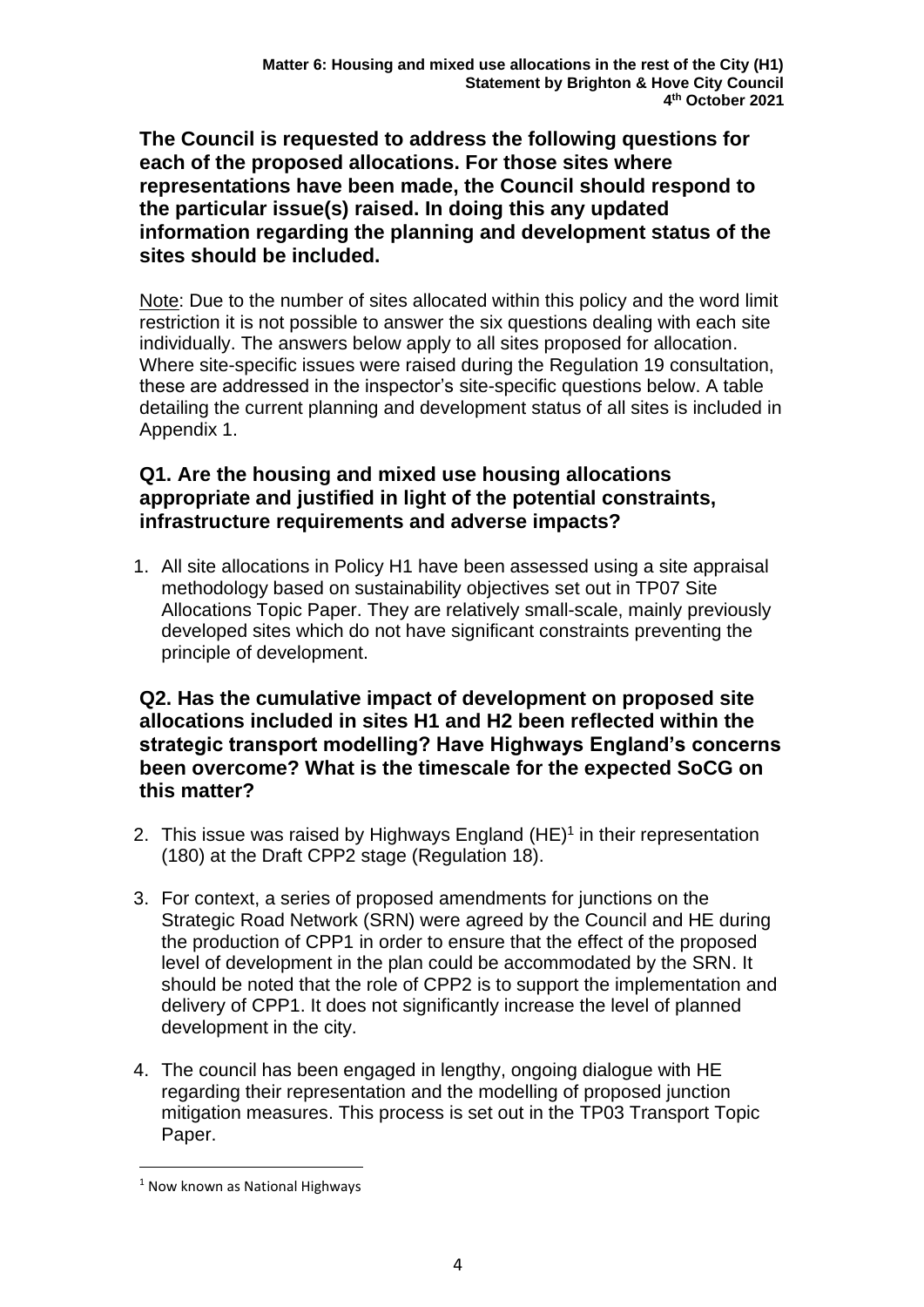**The Council is requested to address the following questions for each of the proposed allocations. For those sites where representations have been made, the Council should respond to the particular issue(s) raised. In doing this any updated information regarding the planning and development status of the sites should be included.**

Note: Due to the number of sites allocated within this policy and the word limit restriction it is not possible to answer the six questions dealing with each site individually. The answers below apply to all sites proposed for allocation. Where site-specific issues were raised during the Regulation 19 consultation, these are addressed in the inspector's site-specific questions below. A table detailing the current planning and development status of all sites is included in Appendix 1.

## Q1. Are the housing and mixed use housing allocations appropriate and justified in light of the potential constraints, infrastructure requirements and adverse impacts?

1. All site allocations in Policy H1 have been assessed using a site appraisal methodology based on sustainability objectives set out in TP07 Site Allocations Topic Paper. They are relatively small-scale, mainly previously developed sites which do not have significant constraints preventing the principle of development.

## Q2. Has the cumulative impact of development on proposed site allocations included in sites H1 and H2 been reflected within the strategic transport modelling? Have Highways England's concerns been overcome? What is the timescale for the expected SoCG on this matter?

2. This issue was raised by Highways England (HE)[1] in their representation (180) at the Draft CPP2 stage (Regulation 18).

3. For context, a series of proposed amendments for junctions on the Strategic Road Network (SRN) were agreed by the Council and HE during the production of CPP1 in order to ensure that the effect of the proposed level of development in the plan could be accommodated by the SRN. It should be noted that the role of CPP2 is to support the implementation and delivery of CPP1. It does not significantly increase the level of planned development in the city.

4. The council has been engaged in lengthy, ongoing dialogue with HE regarding their representation and the modelling of proposed junction mitigation measures. This process is set out in the TP03 Transport Topic Paper.

---

[1] Now known as National Highways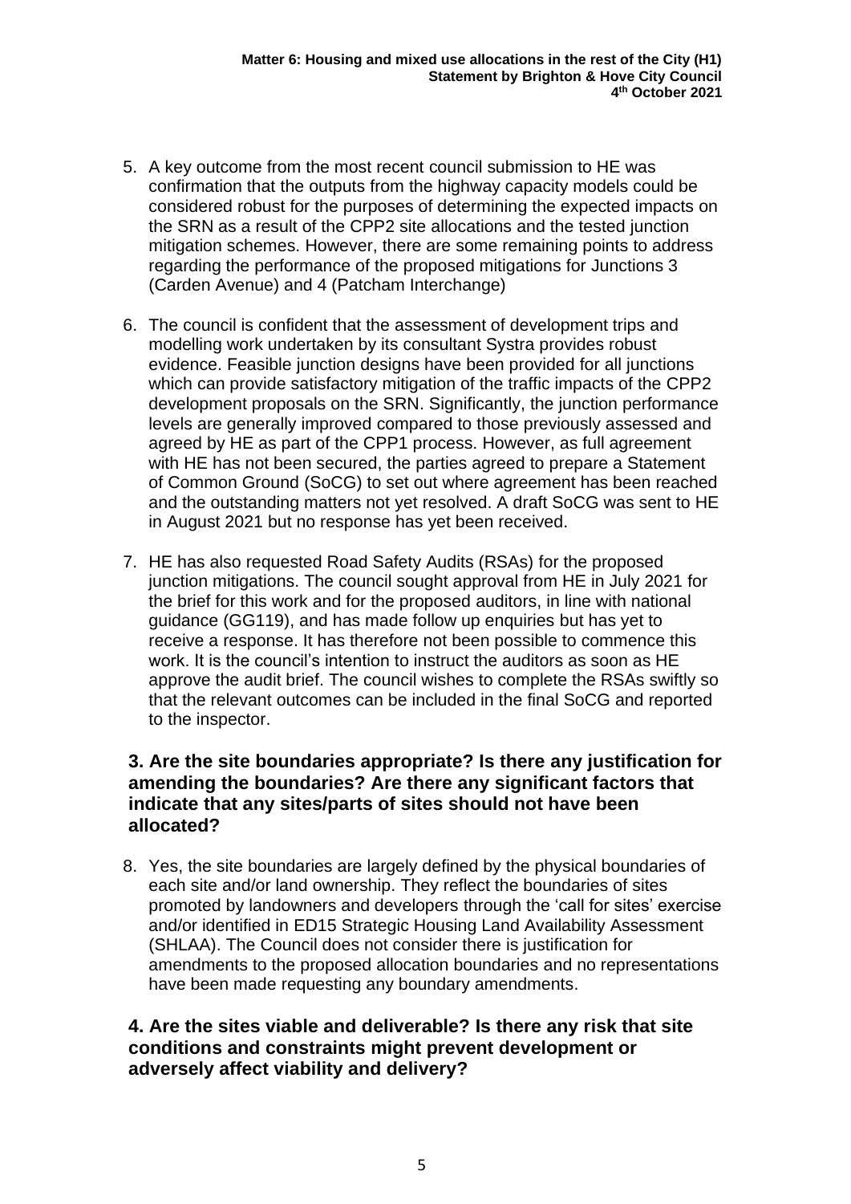5. A key outcome from the most recent council submission to HE was confirmation that the outputs from the highway capacity models could be considered robust for the purposes of determining the expected impacts on the SRN as a result of the CPP2 site allocations and the tested junction mitigation schemes. However, there are some remaining points to address regarding the performance of the proposed mitigations for Junctions 3 (Carden Avenue) and 4 (Patcham Interchange)

6. The council is confident that the assessment of development trips and modelling work undertaken by its consultant Systra provides robust evidence. Feasible junction designs have been provided for all junctions which can provide satisfactory mitigation of the traffic impacts of the CPP2 development proposals on the SRN. Significantly, the junction performance levels are generally improved compared to those previously assessed and agreed by HE as part of the CPP1 process. However, as full agreement with HE has not been secured, the parties agreed to prepare a Statement of Common Ground (SoCG) to set out where agreement has been reached and the outstanding matters not yet resolved. A draft SoCG was sent to HE in August 2021 but no response has yet been received.

7. HE has also requested Road Safety Audits (RSAs) for the proposed junction mitigations. The council sought approval from HE in July 2021 for the brief for this work and for the proposed auditors, in line with national guidance (GG119), and has made follow up enquiries but has yet to receive a response. It has therefore not been possible to commence this work. It is the council's intention to instruct the auditors as soon as HE approve the audit brief. The council wishes to complete the RSAs swiftly so that the relevant outcomes can be included in the final SoCG and reported to the inspector.

### 3. Are the site boundaries appropriate? Is there any justification for amending the boundaries? Are there any significant factors that indicate that any sites/parts of sites should not have been allocated?

8. Yes, the site boundaries are largely defined by the physical boundaries of each site and/or land ownership. They reflect the boundaries of sites promoted by landowners and developers through the 'call for sites' exercise and/or identified in ED15 Strategic Housing Land Availability Assessment (SHLAA). The Council does not consider there is justification for amendments to the proposed allocation boundaries and no representations have been made requesting any boundary amendments.

### 4. Are the sites viable and deliverable? Is there any risk that site conditions and constraints might prevent development or adversely affect viability and delivery?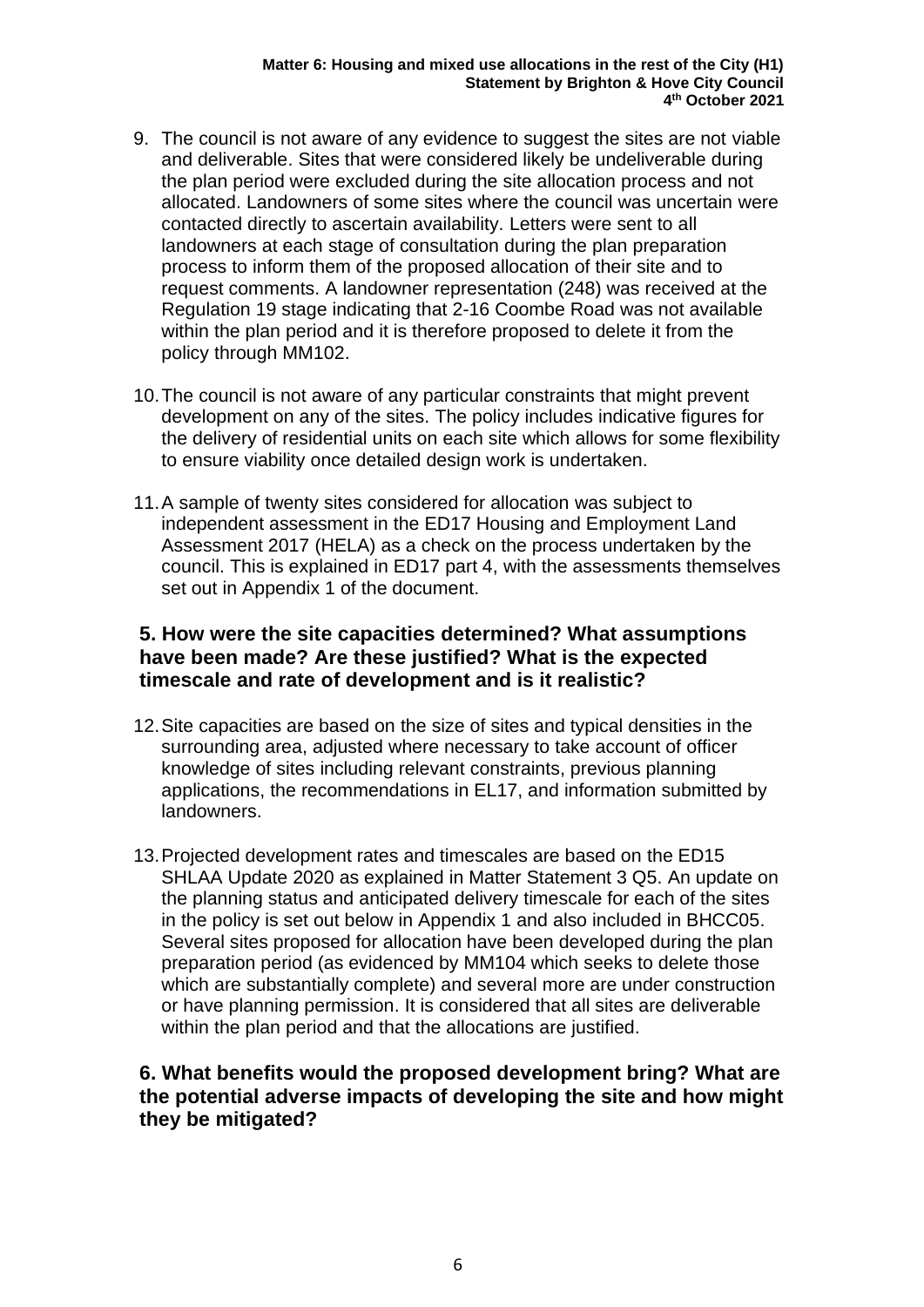9. The council is not aware of any evidence to suggest the sites are not viable and deliverable. Sites that were considered likely be undeliverable during the plan period were excluded during the site allocation process and not allocated. Landowners of some sites where the council was uncertain were contacted directly to ascertain availability. Letters were sent to all landowners at each stage of consultation during the plan preparation process to inform them of the proposed allocation of their site and to request comments. A landowner representation (248) was received at the Regulation 19 stage indicating that 2-16 Coombe Road was not available within the plan period and it is therefore proposed to delete it from the policy through MM102.

10. The council is not aware of any particular constraints that might prevent development on any of the sites. The policy includes indicative figures for the delivery of residential units on each site which allows for some flexibility to ensure viability once detailed design work is undertaken.

11. A sample of twenty sites considered for allocation was subject to independent assessment in the ED17 Housing and Employment Land Assessment 2017 (HELA) as a check on the process undertaken by the council. This is explained in ED17 part 4, with the assessments themselves set out in Appendix 1 of the document.

### 5. How were the site capacities determined? What assumptions have been made? Are these justified? What is the expected timescale and rate of development and is it realistic?

12. Site capacities are based on the size of sites and typical densities in the surrounding area, adjusted where necessary to take account of officer knowledge of sites including relevant constraints, previous planning applications, the recommendations in EL17, and information submitted by landowners.

13. Projected development rates and timescales are based on the ED15 SHLAA Update 2020 as explained in Matter Statement 3 Q5. An update on the planning status and anticipated delivery timescale for each of the sites in the policy is set out below in Appendix 1 and also included in BHCC05. Several sites proposed for allocation have been developed during the plan preparation period (as evidenced by MM104 which seeks to delete those which are substantially complete) and several more are under construction or have planning permission. It is considered that all sites are deliverable within the plan period and that the allocations are justified.

### 6. What benefits would the proposed development bring? What are the potential adverse impacts of developing the site and how might they be mitigated?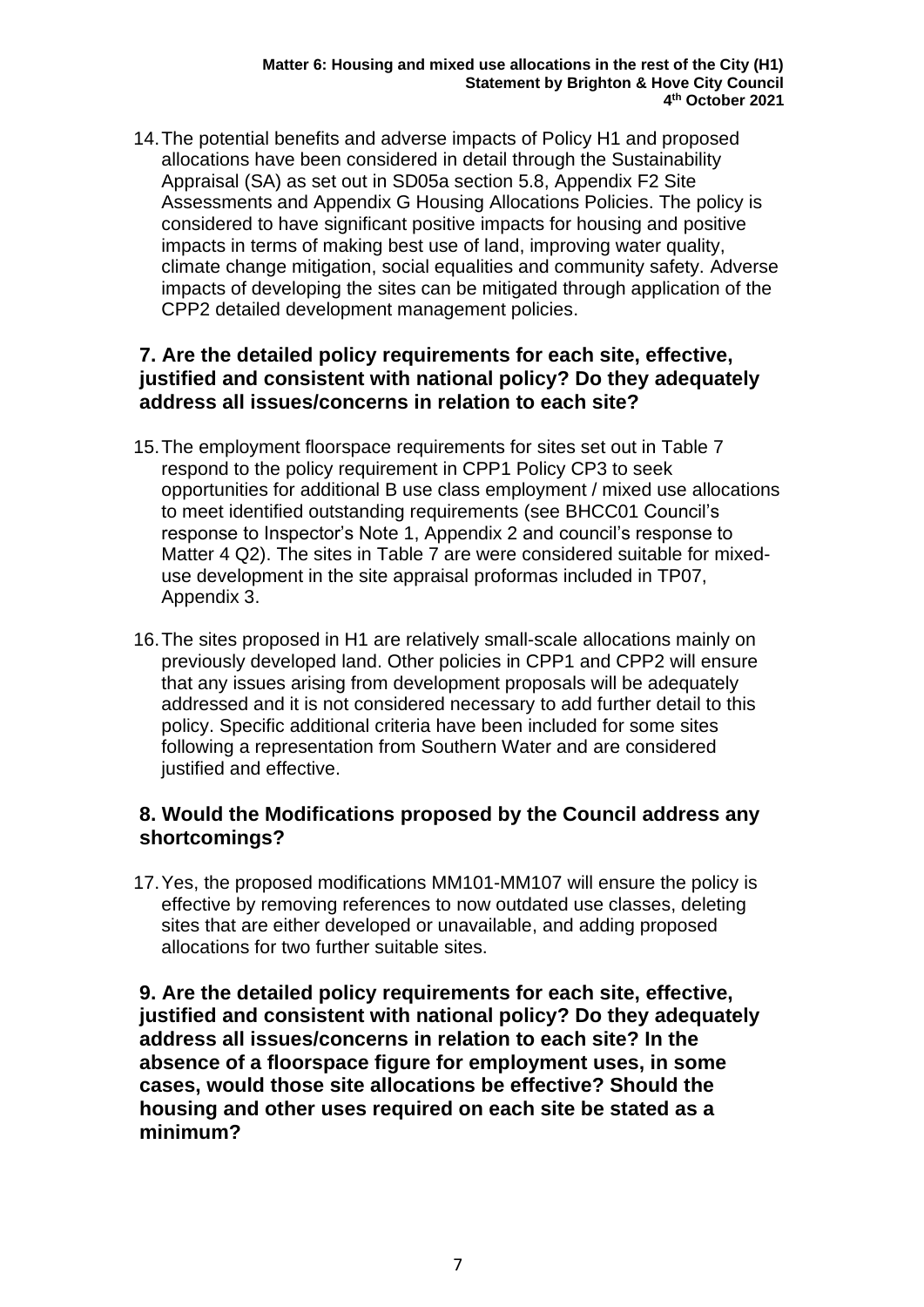14. The potential benefits and adverse impacts of Policy H1 and proposed allocations have been considered in detail through the Sustainability Appraisal (SA) as set out in SD05a section 5.8, Appendix F2 Site Assessments and Appendix G Housing Allocations Policies. The policy is considered to have significant positive impacts for housing and positive impacts in terms of making best use of land, improving water quality, climate change mitigation, social equalities and community safety. Adverse impacts of developing the sites can be mitigated through application of the CPP2 detailed development management policies.

### 7. Are the detailed policy requirements for each site, effective, justified and consistent with national policy? Do they adequately address all issues/concerns in relation to each site?

15. The employment floorspace requirements for sites set out in Table 7 respond to the policy requirement in CPP1 Policy CP3 to seek opportunities for additional B use class employment / mixed use allocations to meet identified outstanding requirements (see BHCC01 Council's response to Inspector's Note 1, Appendix 2 and council's response to Matter 4 Q2). The sites in Table 7 are were considered suitable for mixed-use development in the site appraisal proformas included in TP07, Appendix 3.

16. The sites proposed in H1 are relatively small-scale allocations mainly on previously developed land. Other policies in CPP1 and CPP2 will ensure that any issues arising from development proposals will be adequately addressed and it is not considered necessary to add further detail to this policy. Specific additional criteria have been included for some sites following a representation from Southern Water and are considered justified and effective.

### 8. Would the Modifications proposed by the Council address any shortcomings?

17. Yes, the proposed modifications MM101-MM107 will ensure the policy is effective by removing references to now outdated use classes, deleting sites that are either developed or unavailable, and adding proposed allocations for two further suitable sites.

### 9. Are the detailed policy requirements for each site, effective, justified and consistent with national policy? Do they adequately address all issues/concerns in relation to each site? In the absence of a floorspace figure for employment uses, in some cases, would those site allocations be effective? Should the housing and other uses required on each site be stated as a minimum?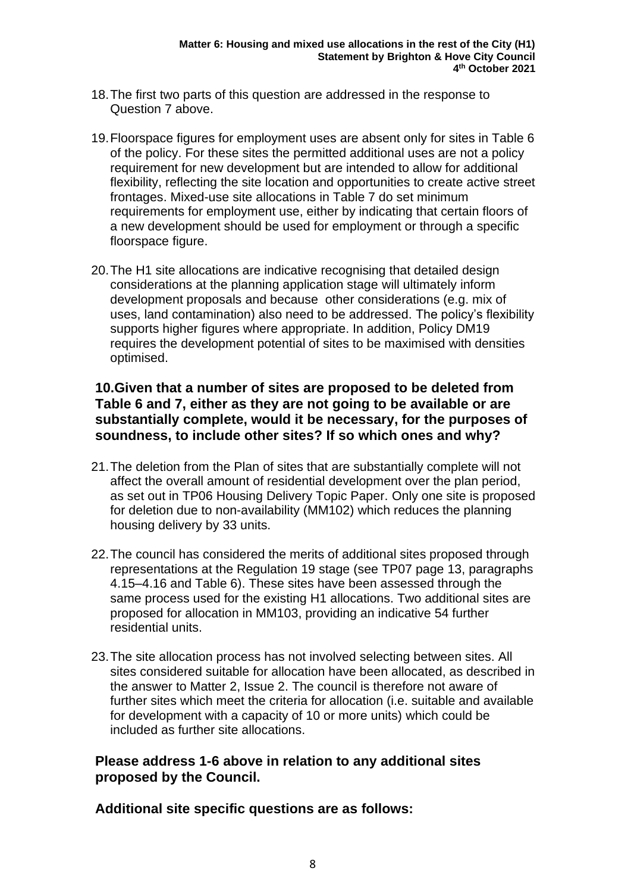18. The first two parts of this question are addressed in the response to Question 7 above.

19. Floorspace figures for employment uses are absent only for sites in Table 6 of the policy. For these sites the permitted additional uses are not a policy requirement for new development but are intended to allow for additional flexibility, reflecting the site location and opportunities to create active street frontages. Mixed-use site allocations in Table 7 do set minimum requirements for employment use, either by indicating that certain floors of a new development should be used for employment or through a specific floorspace figure.

20. The H1 site allocations are indicative recognising that detailed design considerations at the planning application stage will ultimately inform development proposals and because other considerations (e.g. mix of uses, land contamination) also need to be addressed. The policy's flexibility supports higher figures where appropriate. In addition, Policy DM19 requires the development potential of sites to be maximised with densities optimised.

**10. Given that a number of sites are proposed to be deleted from Table 6 and 7, either as they are not going to be available or are substantially complete, would it be necessary, for the purposes of soundness, to include other sites? If so which ones and why?**

21. The deletion from the Plan of sites that are substantially complete will not affect the overall amount of residential development over the plan period, as set out in TP06 Housing Delivery Topic Paper. Only one site is proposed for deletion due to non-availability (MM102) which reduces the planning housing delivery by 33 units.

22. The council has considered the merits of additional sites proposed through representations at the Regulation 19 stage (see TP07 page 13, paragraphs 4.15–4.16 and Table 6). These sites have been assessed through the same process used for the existing H1 allocations. Two additional sites are proposed for allocation in MM103, providing an indicative 54 further residential units.

23. The site allocation process has not involved selecting between sites. All sites considered suitable for allocation have been allocated, as described in the answer to Matter 2, Issue 2. The council is therefore not aware of further sites which meet the criteria for allocation (i.e. suitable and available for development with a capacity of 10 or more units) which could be included as further site allocations.

**Please address 1-6 above in relation to any additional sites proposed by the Council.**

**Additional site specific questions are as follows:**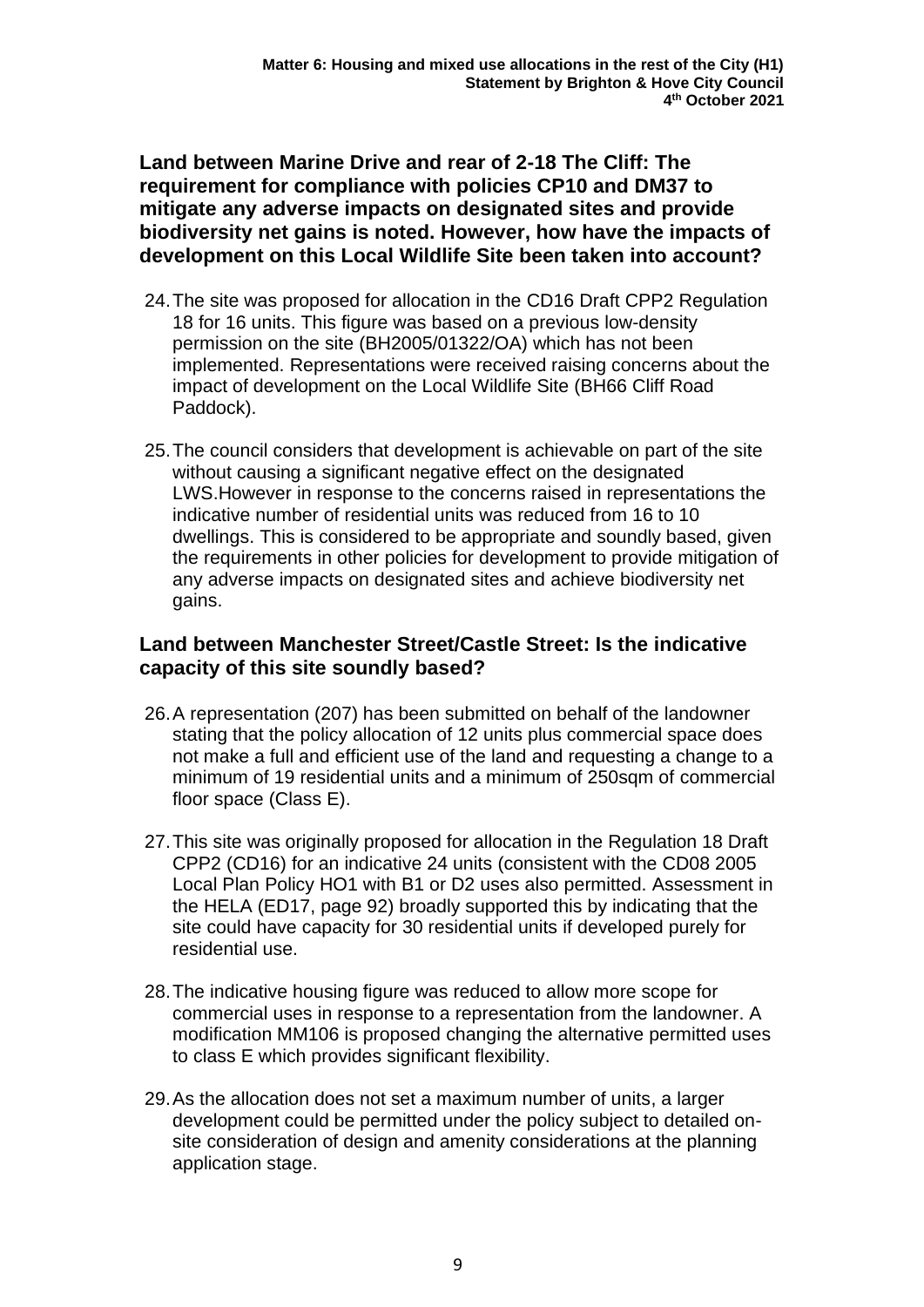**Land between Marine Drive and rear of 2-18 The Cliff: The requirement for compliance with policies CP10 and DM37 to mitigate any adverse impacts on designated sites and provide biodiversity net gains is noted. However, how have the impacts of development on this Local Wildlife Site been taken into account?**

24. The site was proposed for allocation in the CD16 Draft CPP2 Regulation 18 for 16 units. This figure was based on a previous low-density permission on the site (BH2005/01322/OA) which has not been implemented. Representations were received raising concerns about the impact of development on the Local Wildlife Site (BH66 Cliff Road Paddock).

25. The council considers that development is achievable on part of the site without causing a significant negative effect on the designated LWS.However in response to the concerns raised in representations the indicative number of residential units was reduced from 16 to 10 dwellings. This is considered to be appropriate and soundly based, given the requirements in other policies for development to provide mitigation of any adverse impacts on designated sites and achieve biodiversity net gains.

### Land between Manchester Street/Castle Street: Is the indicative capacity of this site soundly based?

26. A representation (207) has been submitted on behalf of the landowner stating that the policy allocation of 12 units plus commercial space does not make a full and efficient use of the land and requesting a change to a minimum of 19 residential units and a minimum of 250sqm of commercial floor space (Class E).

27. This site was originally proposed for allocation in the Regulation 18 Draft CPP2 (CD16) for an indicative 24 units (consistent with the CD08 2005 Local Plan Policy HO1 with B1 or D2 uses also permitted. Assessment in the HELA (ED17, page 92) broadly supported this by indicating that the site could have capacity for 30 residential units if developed purely for residential use.

28. The indicative housing figure was reduced to allow more scope for commercial uses in response to a representation from the landowner. A modification MM106 is proposed changing the alternative permitted uses to class E which provides significant flexibility.

29. As the allocation does not set a maximum number of units, a larger development could be permitted under the policy subject to detailed on-site consideration of design and amenity considerations at the planning application stage.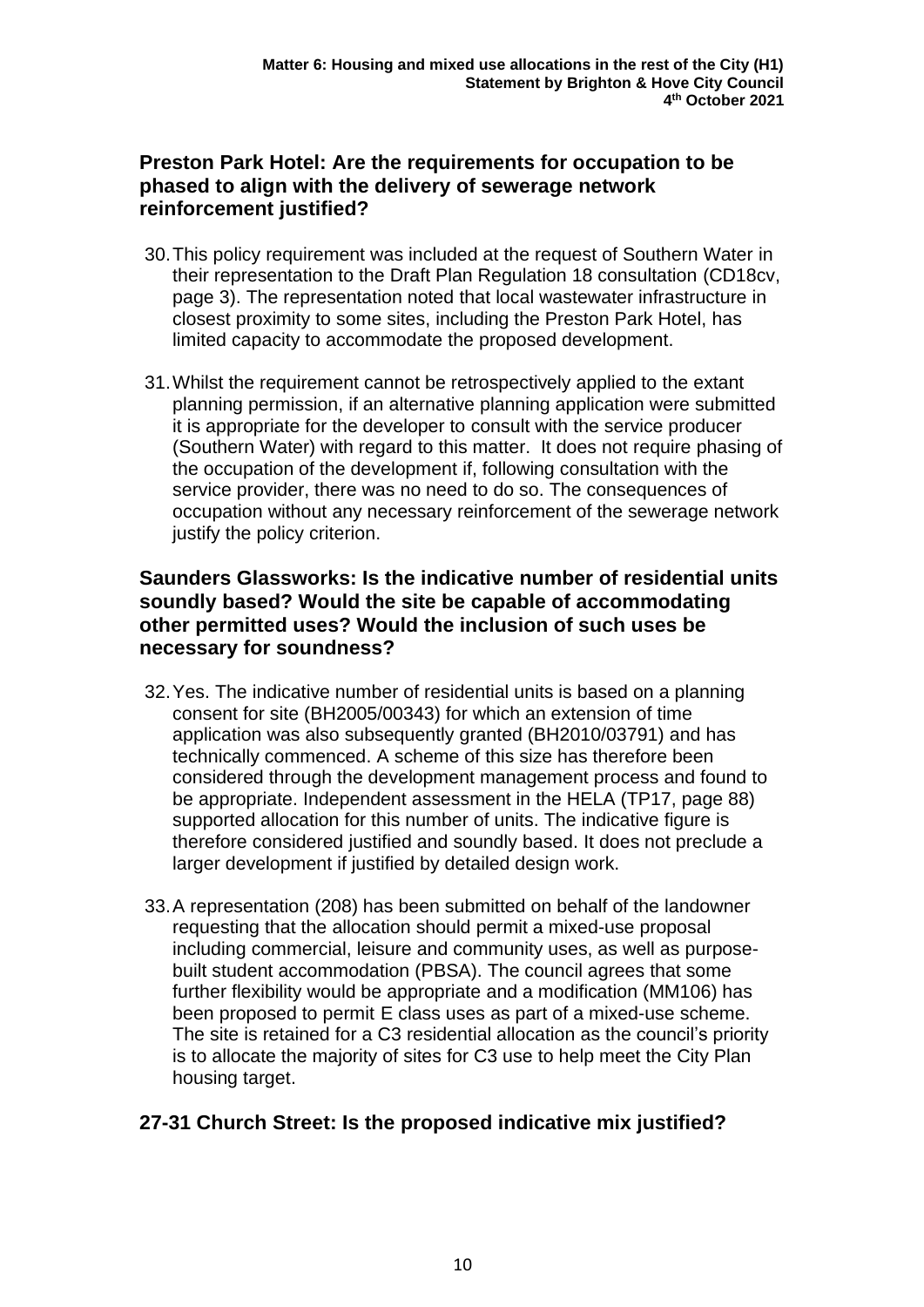## Preston Park Hotel: Are the requirements for occupation to be phased to align with the delivery of sewerage network reinforcement justified?

30. This policy requirement was included at the request of Southern Water in their representation to the Draft Plan Regulation 18 consultation (CD18cv, page 3). The representation noted that local wastewater infrastructure in closest proximity to some sites, including the Preston Park Hotel, has limited capacity to accommodate the proposed development.

31. Whilst the requirement cannot be retrospectively applied to the extant planning permission, if an alternative planning application were submitted it is appropriate for the developer to consult with the service producer (Southern Water) with regard to this matter. It does not require phasing of the occupation of the development if, following consultation with the service provider, there was no need to do so. The consequences of occupation without any necessary reinforcement of the sewerage network justify the policy criterion.

## Saunders Glassworks: Is the indicative number of residential units soundly based? Would the site be capable of accommodating other permitted uses? Would the inclusion of such uses be necessary for soundness?

32. Yes. The indicative number of residential units is based on a planning consent for site (BH2005/00343) for which an extension of time application was also subsequently granted (BH2010/03791) and has technically commenced. A scheme of this size has therefore been considered through the development management process and found to be appropriate. Independent assessment in the HELA (TP17, page 88) supported allocation for this number of units. The indicative figure is therefore considered justified and soundly based. It does not preclude a larger development if justified by detailed design work.

33. A representation (208) has been submitted on behalf of the landowner requesting that the allocation should permit a mixed-use proposal including commercial, leisure and community uses, as well as purpose-built student accommodation (PBSA). The council agrees that some further flexibility would be appropriate and a modification (MM106) has been proposed to permit E class uses as part of a mixed-use scheme. The site is retained for a C3 residential allocation as the council's priority is to allocate the majority of sites for C3 use to help meet the City Plan housing target.

## 27-31 Church Street: Is the proposed indicative mix justified?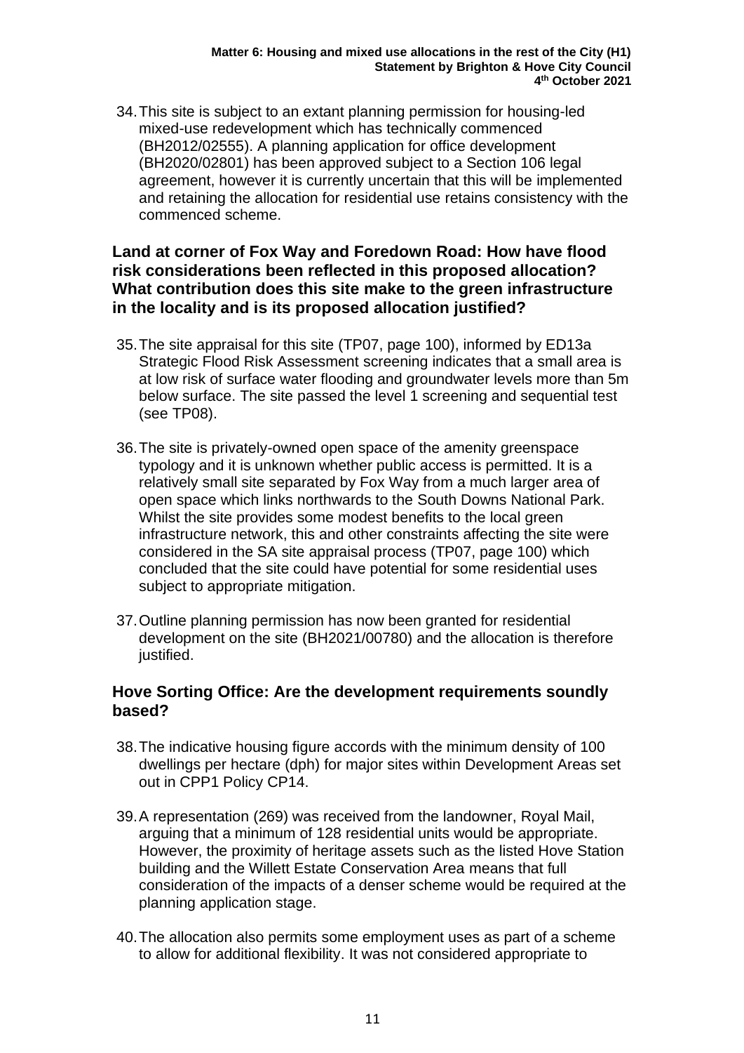34. This site is subject to an extant planning permission for housing-led mixed-use redevelopment which has technically commenced (BH2012/02555). A planning application for office development (BH2020/02801) has been approved subject to a Section 106 legal agreement, however it is currently uncertain that this will be implemented and retaining the allocation for residential use retains consistency with the commenced scheme.

## Land at corner of Fox Way and Foredown Road: How have flood risk considerations been reflected in this proposed allocation? What contribution does this site make to the green infrastructure in the locality and is its proposed allocation justified?

35. The site appraisal for this site (TP07, page 100), informed by ED13a Strategic Flood Risk Assessment screening indicates that a small area is at low risk of surface water flooding and groundwater levels more than 5m below surface. The site passed the level 1 screening and sequential test (see TP08).

36. The site is privately-owned open space of the amenity greenspace typology and it is unknown whether public access is permitted. It is a relatively small site separated by Fox Way from a much larger area of open space which links northwards to the South Downs National Park. Whilst the site provides some modest benefits to the local green infrastructure network, this and other constraints affecting the site were considered in the SA site appraisal process (TP07, page 100) which concluded that the site could have potential for some residential uses subject to appropriate mitigation.

37. Outline planning permission has now been granted for residential development on the site (BH2021/00780) and the allocation is therefore justified.

## Hove Sorting Office: Are the development requirements soundly based?

38. The indicative housing figure accords with the minimum density of 100 dwellings per hectare (dph) for major sites within Development Areas set out in CPP1 Policy CP14.

39. A representation (269) was received from the landowner, Royal Mail, arguing that a minimum of 128 residential units would be appropriate. However, the proximity of heritage assets such as the listed Hove Station building and the Willett Estate Conservation Area means that full consideration of the impacts of a denser scheme would be required at the planning application stage.

40. The allocation also permits some employment uses as part of a scheme to allow for additional flexibility. It was not considered appropriate to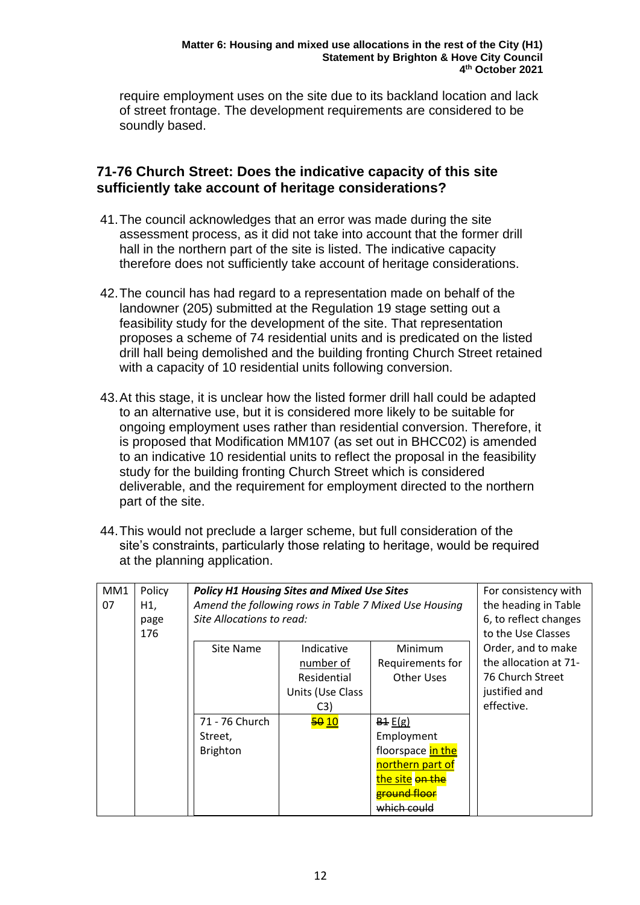require employment uses on the site due to its backland location and lack of street frontage. The development requirements are considered to be soundly based.

## 71-76 Church Street: Does the indicative capacity of this site sufficiently take account of heritage considerations?

41. The council acknowledges that an error was made during the site assessment process, as it did not take into account that the former drill hall in the northern part of the site is listed. The indicative capacity therefore does not sufficiently take account of heritage considerations.

42. The council has had regard to a representation made on behalf of the landowner (205) submitted at the Regulation 19 stage setting out a feasibility study for the development of the site. That representation proposes a scheme of 74 residential units and is predicated on the listed drill hall being demolished and the building fronting Church Street retained with a capacity of 10 residential units following conversion.

43. At this stage, it is unclear how the listed former drill hall could be adapted to an alternative use, but it is considered more likely to be suitable for ongoing employment uses rather than residential conversion. Therefore, it is proposed that Modification MM107 (as set out in BHCC02) is amended to an indicative 10 residential units to reflect the proposal in the feasibility study for the building fronting Church Street which is considered deliverable, and the requirement for employment directed to the northern part of the site.

44. This would not preclude a larger scheme, but full consideration of the site's constraints, particularly those relating to heritage, would be required at the planning application.

| MM107 | Policy H1, page 176 | ***Policy H1 Housing Sites and Mixed Use Sites*** *Amend the following rows in Table 7 Mixed Use Housing Site Allocations to read:* | | | For consistency with the heading in Table 6, to reflect changes to the Use Classes Order, and to make the allocation at 71-76 Church Street justified and effective. |
|---|---|---|---|---|---|
| | | Site Name | Indicative number of Residential Units (Use Class C3) | Minimum Requirements for Other Uses | |
| | | 71 - 76 Church Street, Brighton | ~~50~~ 10 | ~~B1~~ E(g) Employment floorspace in the northern part of the site ~~on the ground floor which could~~ | |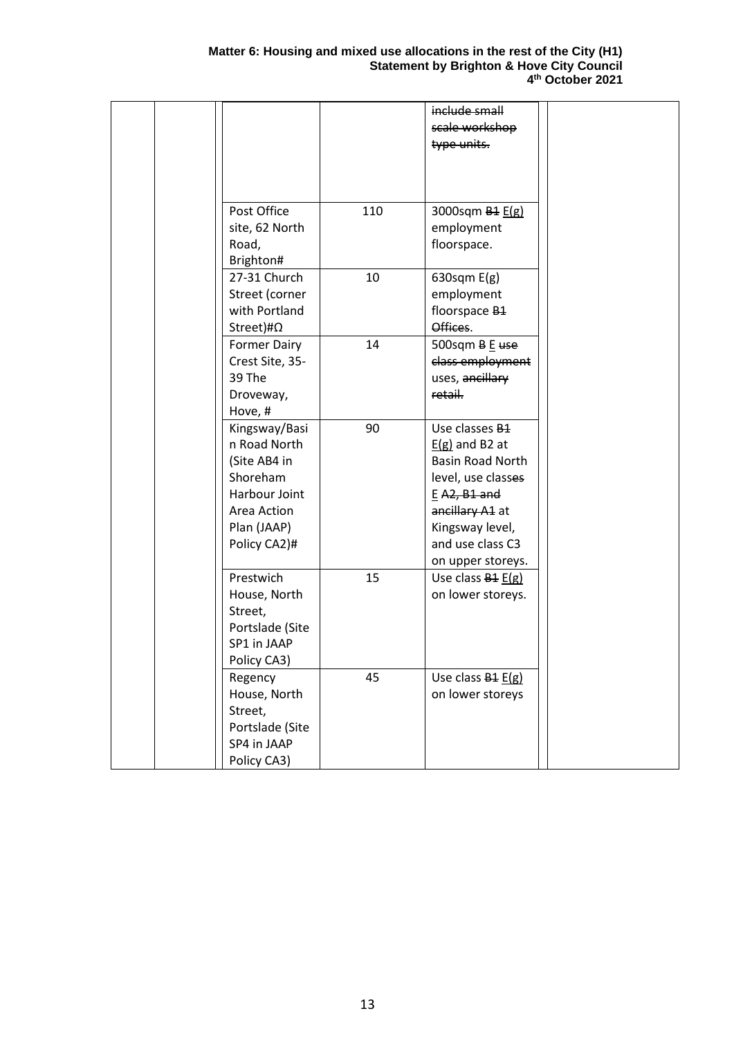| | | | | | | |
|---|---|---|---|---|---|---|
| | | | | ~~include small scale workshop type units.~~ | | |
| | | Post Office site, 62 North Road, Brighton# | 110 | 3000sqm ~~B1~~ E(g) employment floorspace. | | |
| | | 27-31 Church Street (corner with Portland Street)#Ω | 10 | 630sqm E(g) employment floorspace ~~B1 Offices~~. | | |
| | | Former Dairy Crest Site, 35-39 The Droveway, Hove, # | 14 | 500sqm ~~B~~ E ~~use class employment~~ uses, ~~ancillary retail.~~ | | |
| | | Kingsway/Basin Road North (Site AB4 in Shoreham Harbour Joint Area Action Plan (JAAP) Policy CA2)# | 90 | Use classes ~~B1~~ E(g) and B2 at Basin Road North level, use class~~es~~ E ~~A2, B1 and ancillary A1~~ at Kingsway level, and use class C3 on upper storeys. | | |
| | | Prestwich House, North Street, Portslade (Site SP1 in JAAP Policy CA3) | 15 | Use class ~~B1~~ E(g) on lower storeys. | | |
| | | Regency House, North Street, Portslade (Site SP4 in JAAP Policy CA3) | 45 | Use class ~~B1~~ E(g) on lower storeys | | |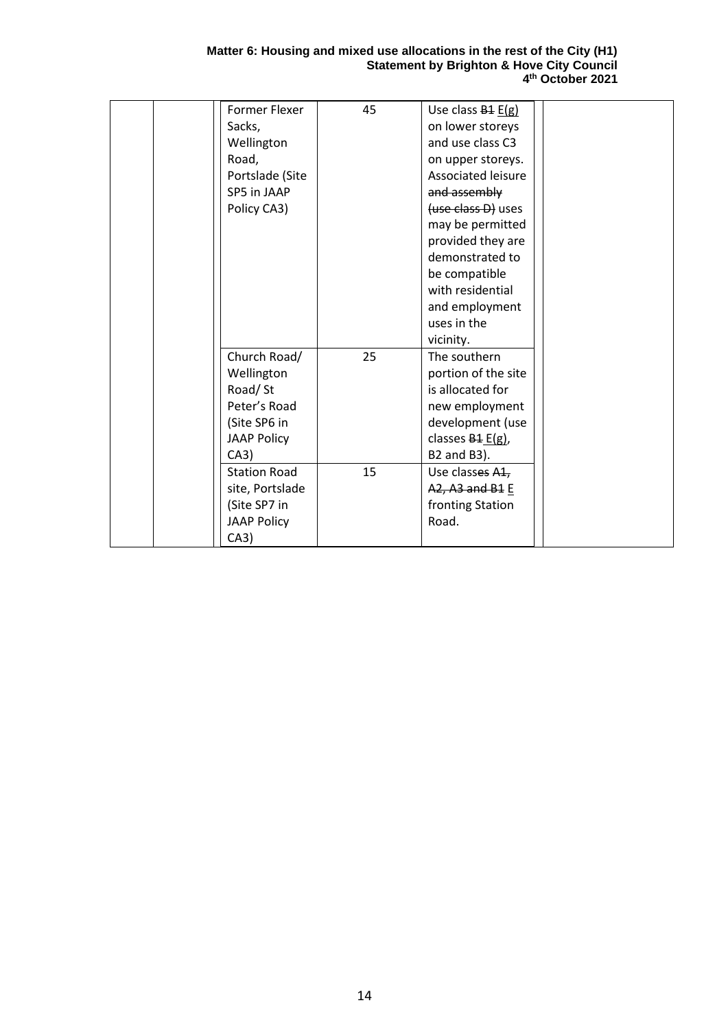| | | | | | |
|---|---|---|---|---|---|
| | | Former Flexer Sacks, Wellington Road, Portslade (Site SP5 in JAAP Policy CA3) | 45 | Use class ~~B1~~ <u>E(g)</u> on lower storeys and use class C3 on upper storeys. Associated leisure ~~and assembly (use class D)~~ uses may be permitted provided they are demonstrated to be compatible with residential and employment uses in the vicinity. | |
| | | Church Road/ Wellington Road/ St Peter's Road (Site SP6 in JAAP Policy CA3) | 25 | The southern portion of the site is allocated for new employment development (use classes ~~B1~~ <u>E(g)</u>, B2 and B3). | |
| | | Station Road site, Portslade (Site SP7 in JAAP Policy CA3) | 15 | Use class~~es A1, A2, A3 and B1~~ <u>E</u> fronting Station Road. | |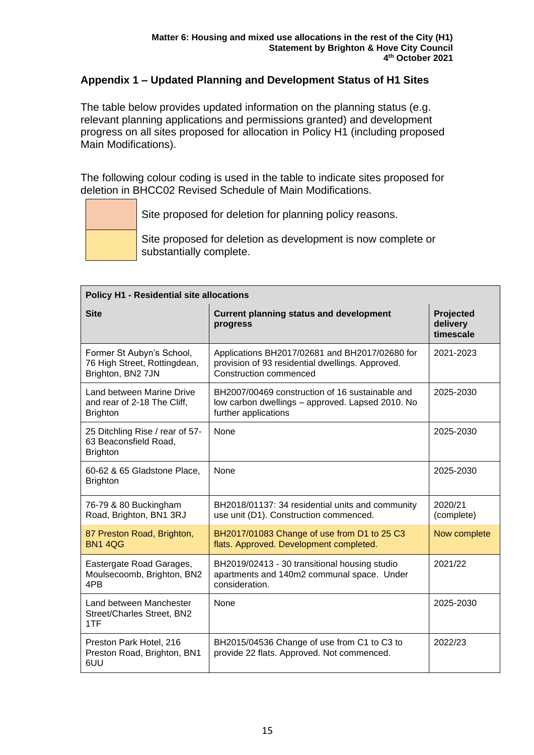## Appendix 1 – Updated Planning and Development Status of H1 Sites

The table below provides updated information on the planning status (e.g. relevant planning applications and permissions granted) and development progress on all sites proposed for allocation in Policy H1 (including proposed Main Modifications).

The following colour coding is used in the table to indicate sites proposed for deletion in BHCC02 Revised Schedule of Main Modifications.

| | |
|---|---|
| (orange) | Site proposed for deletion for planning policy reasons. |
| (yellow) | Site proposed for deletion as development is now complete or substantially complete. |

| **Policy H1 - Residential site allocations** | | |
|---|---|---|
| **Site** | **Current planning status and development progress** | **Projected delivery timescale** |
| Former St Aubyn's School, 76 High Street, Rottingdean, Brighton, BN2 7JN | Applications BH2017/02681 and BH2017/02680 for provision of 93 residential dwellings. Approved. Construction commenced | 2021-2023 |
| Land between Marine Drive and rear of 2-18 The Cliff, Brighton | BH2007/00469 construction of 16 sustainable and low carbon dwellings – approved. Lapsed 2010. No further applications | 2025-2030 |
| 25 Ditchling Rise / rear of 57-63 Beaconsfield Road, Brighton | None | 2025-2030 |
| 60-62 & 65 Gladstone Place, Brighton | None | 2025-2030 |
| 76-79 & 80 Buckingham Road, Brighton, BN1 3RJ | BH2018/01137: 34 residential units and community use unit (D1). Construction commenced. | 2020/21 (complete) |
| 87 Preston Road, Brighton, BN1 4QG | BH2017/01083 Change of use from D1 to 25 C3 flats. Approved. Development completed. | Now complete |
| Eastergate Road Garages, Moulsecoomb, Brighton, BN2 4PB | BH2019/02413 - 30 transitional housing studio apartments and 140m2 communal space. Under consideration. | 2021/22 |
| Land between Manchester Street/Charles Street, BN2 1TF | None | 2025-2030 |
| Preston Park Hotel, 216 Preston Road, Brighton, BN1 6UU | BH2015/04536 Change of use from C1 to C3 to provide 22 flats. Approved. Not commenced. | 2022/23 |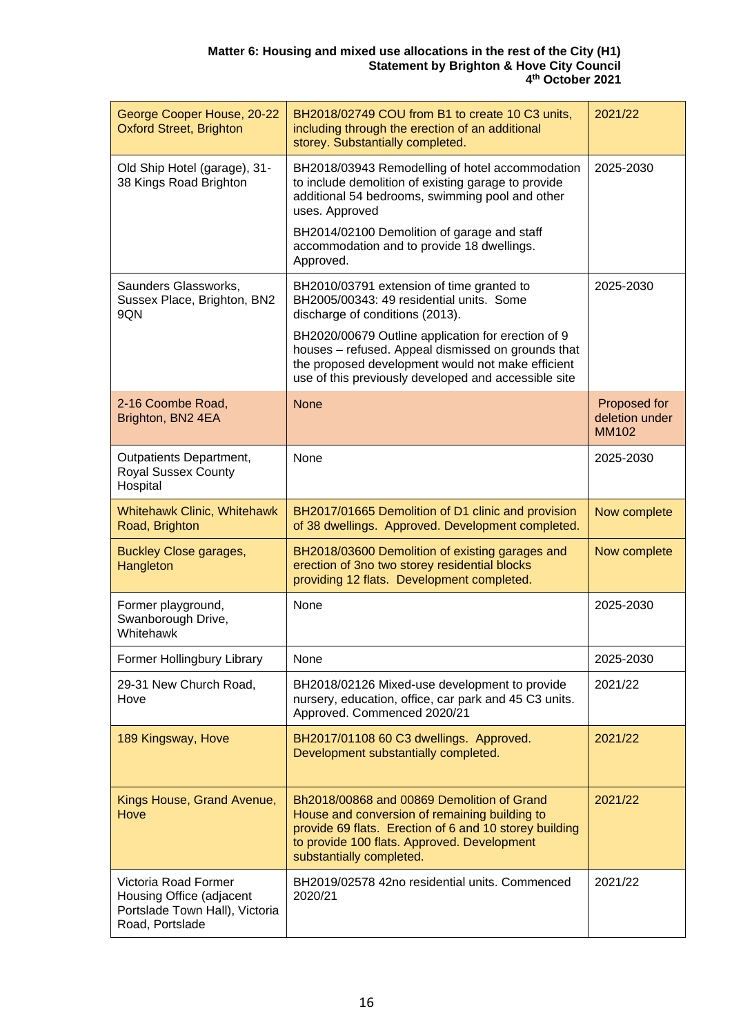| George Cooper House, 20-22 Oxford Street, Brighton | BH2018/02749 COU from B1 to create 10 C3 units, including through the erection of an additional storey. Substantially completed. | 2021/22 |
|---|---|---|
| Old Ship Hotel (garage), 31-38 Kings Road Brighton | BH2018/03943 Remodelling of hotel accommodation to include demolition of existing garage to provide additional 54 bedrooms, swimming pool and other uses. Approved<br><br>BH2014/02100 Demolition of garage and staff accommodation and to provide 18 dwellings. Approved. | 2025-2030 |
| Saunders Glassworks, Sussex Place, Brighton, BN2 9QN | BH2010/03791 extension of time granted to BH2005/00343: 49 residential units. Some discharge of conditions (2013).<br><br>BH2020/00679 Outline application for erection of 9 houses – refused. Appeal dismissed on grounds that the proposed development would not make efficient use of this previously developed and accessible site | 2025-2030 |
| 2-16 Coombe Road, Brighton, BN2 4EA | None | Proposed for deletion under MM102 |
| Outpatients Department, Royal Sussex County Hospital | None | 2025-2030 |
| Whitehawk Clinic, Whitehawk Road, Brighton | BH2017/01665 Demolition of D1 clinic and provision of 38 dwellings. Approved. Development completed. | Now complete |
| Buckley Close garages, Hangleton | BH2018/03600 Demolition of existing garages and erection of 3no two storey residential blocks providing 12 flats. Development completed. | Now complete |
| Former playground, Swanborough Drive, Whitehawk | None | 2025-2030 |
| Former Hollingbury Library | None | 2025-2030 |
| 29-31 New Church Road, Hove | BH2018/02126 Mixed-use development to provide nursery, education, office, car park and 45 C3 units. Approved. Commenced 2020/21 | 2021/22 |
| 189 Kingsway, Hove | BH2017/01108 60 C3 dwellings. Approved. Development substantially completed. | 2021/22 |
| Kings House, Grand Avenue, Hove | Bh2018/00868 and 00869 Demolition of Grand House and conversion of remaining building to provide 69 flats. Erection of 6 and 10 storey building to provide 100 flats. Approved. Development substantially completed. | 2021/22 |
| Victoria Road Former Housing Office (adjacent Portslade Town Hall), Victoria Road, Portslade | BH2019/02578 42no residential units. Commenced 2020/21 | 2021/22 |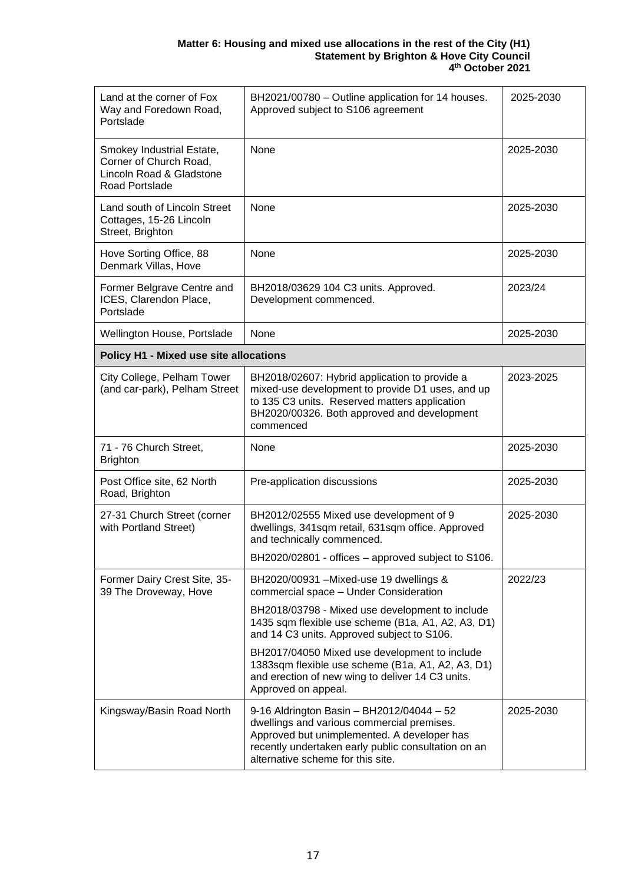| | | |
|---|---|---|
| Land at the corner of Fox Way and Foredown Road, Portslade | BH2021/00780 – Outline application for 14 houses. Approved subject to S106 agreement | 2025-2030 |
| Smokey Industrial Estate, Corner of Church Road, Lincoln Road & Gladstone Road Portslade | None | 2025-2030 |
| Land south of Lincoln Street Cottages, 15-26 Lincoln Street, Brighton | None | 2025-2030 |
| Hove Sorting Office, 88 Denmark Villas, Hove | None | 2025-2030 |
| Former Belgrave Centre and ICES, Clarendon Place, Portslade | BH2018/03629 104 C3 units. Approved. Development commenced. | 2023/24 |
| Wellington House, Portslade | None | 2025-2030 |
| **Policy H1 - Mixed use site allocations** | | |
| City College, Pelham Tower (and car-park), Pelham Street | BH2018/02607: Hybrid application to provide a mixed-use development to provide D1 uses, and up to 135 C3 units. Reserved matters application BH2020/00326. Both approved and development commenced | 2023-2025 |
| 71 - 76 Church Street, Brighton | None | 2025-2030 |
| Post Office site, 62 North Road, Brighton | Pre-application discussions | 2025-2030 |
| 27-31 Church Street (corner with Portland Street) | BH2012/02555 Mixed use development of 9 dwellings, 341sqm retail, 631sqm office. Approved and technically commenced.<br>BH2020/02801 - offices – approved subject to S106. | 2025-2030 |
| Former Dairy Crest Site, 35-39 The Droveway, Hove | BH2020/00931 –Mixed-use 19 dwellings & commercial space – Under Consideration<br>BH2018/03798 - Mixed use development to include 1435 sqm flexible use scheme (B1a, A1, A2, A3, D1) and 14 C3 units. Approved subject to S106.<br>BH2017/04050 Mixed use development to include 1383sqm flexible use scheme (B1a, A1, A2, A3, D1) and erection of new wing to deliver 14 C3 units. Approved on appeal. | 2022/23 |
| Kingsway/Basin Road North | 9-16 Aldrington Basin – BH2012/04044 – 52 dwellings and various commercial premises. Approved but unimplemented. A developer has recently undertaken early public consultation on an alternative scheme for this site. | 2025-2030 |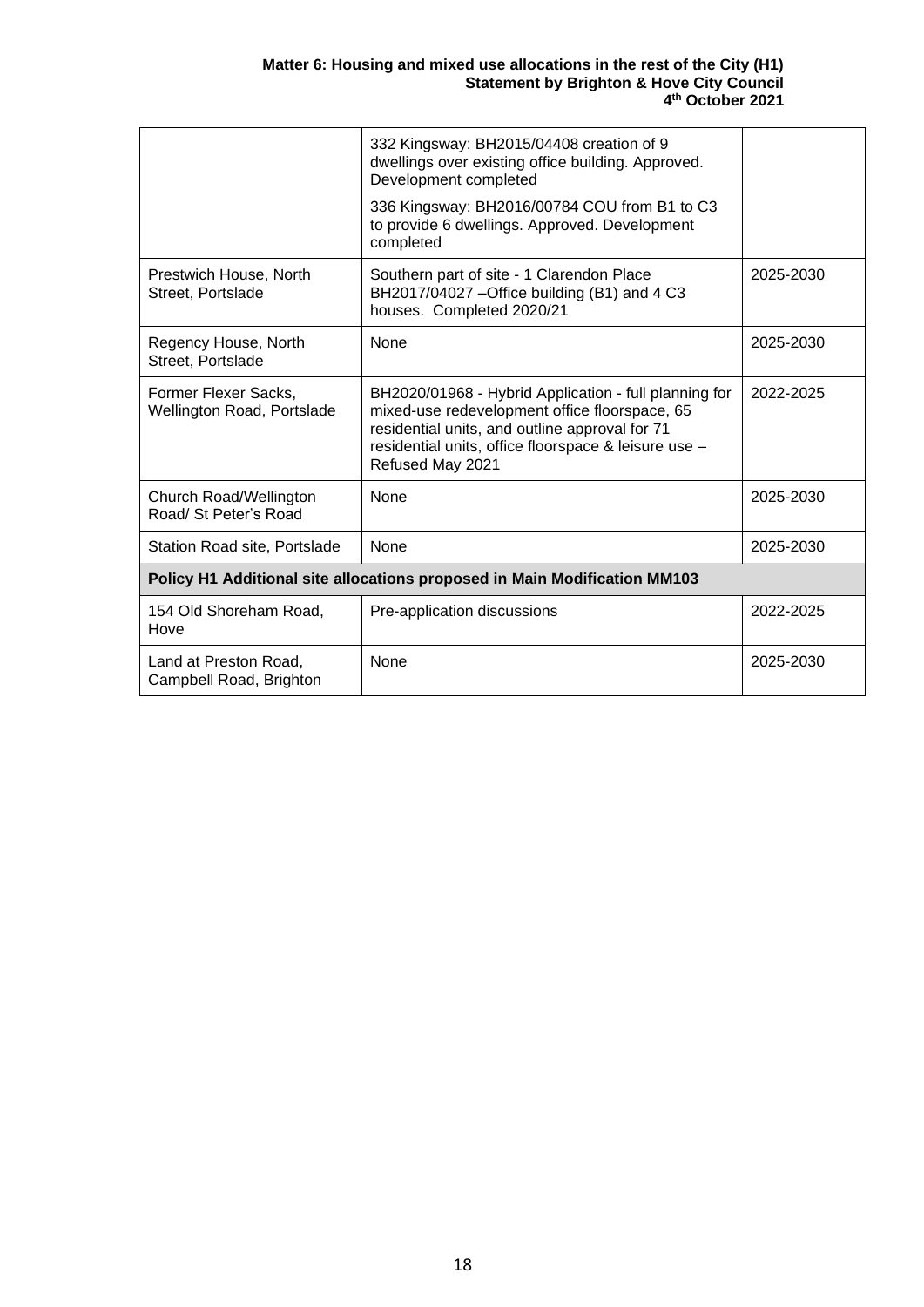| | | |
|---|---|---|
| | 332 Kingsway: BH2015/04408 creation of 9 dwellings over existing office building. Approved. Development completed<br><br>336 Kingsway: BH2016/00784 COU from B1 to C3 to provide 6 dwellings. Approved. Development completed | |
| Prestwich House, North Street, Portslade | Southern part of site - 1 Clarendon Place BH2017/04027 –Office building (B1) and 4 C3 houses. Completed 2020/21 | 2025-2030 |
| Regency House, North Street, Portslade | None | 2025-2030 |
| Former Flexer Sacks, Wellington Road, Portslade | BH2020/01968 - Hybrid Application - full planning for mixed-use redevelopment office floorspace, 65 residential units, and outline approval for 71 residential units, office floorspace & leisure use – Refused May 2021 | 2022-2025 |
| Church Road/Wellington Road/ St Peter's Road | None | 2025-2030 |
| Station Road site, Portslade | None | 2025-2030 |
| **Policy H1 Additional site allocations proposed in Main Modification MM103** | | |
| 154 Old Shoreham Road, Hove | Pre-application discussions | 2022-2025 |
| Land at Preston Road, Campbell Road, Brighton | None | 2025-2030 |